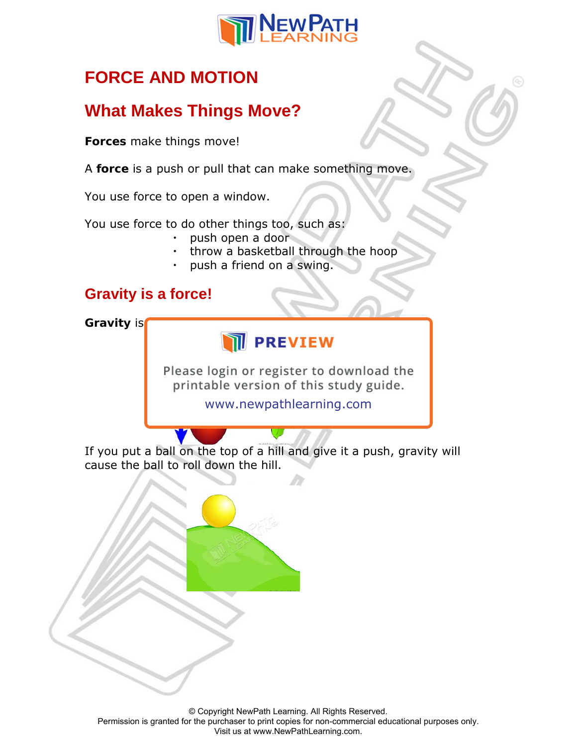# FORCE AND MOTION

## What Makes Things Move?

**Forces** make things move!

A **force** is a push or pull that can make something move.

You use force to open a window.

You use force to do other things too, such as:

- push open a door
- throw a basketball through the hoop
- push a friend on a swing.

## Gravity is a force!

**Gravity** is

PREVIEW

Please login or register to download the printable version of this study guide.

www.newpathlearning.com

If you put a ball on the top of a hill and give it a push, gravity will cause the ball to roll down the hill.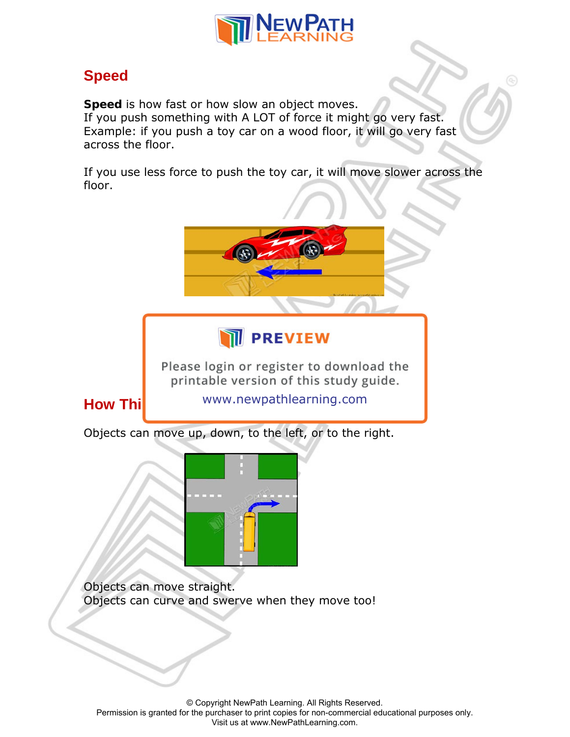## Speed

**Speed** is how fast or how slow an object moves.
If you push something with A LOT of force it might go very fast.
Example: if you push a toy car on a wood floor, it will go very fast across the floor.

If you use less force to push the toy car, it will move slower across the floor.

## How Thi

Objects can move up, down, to the left, or to the right.

Objects can move straight.
Objects can curve and swerve when they move too!